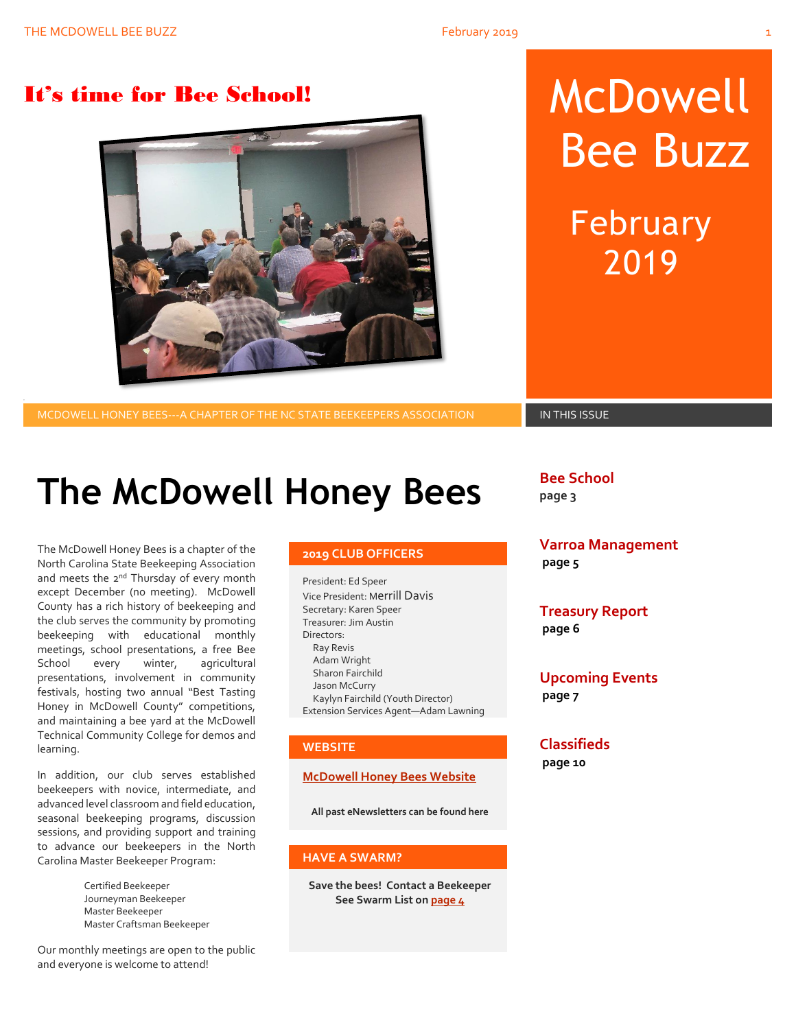# It's time for Bee School!

# McDowell Bee Buzz

February 2019

MCDOWELL HONEY BEES---A CHAPTER OF THE NC STATE BEEKEEPERS ASSOCIATION

IN THIS ISSUE

**Bee School**
page 3

**Varroa Management**
page 5

**Treasury Report**
page 6

**Upcoming Events**
page 7

**Classifieds**
page 10

# The McDowell Honey Bees

The McDowell Honey Bees is a chapter of the North Carolina State Beekeeping Association and meets the 2nd Thursday of every month except December (no meeting). McDowell County has a rich history of beekeeping and the club serves the community by promoting beekeeping with educational monthly meetings, school presentations, a free Bee School every winter, agricultural presentations, involvement in community festivals, hosting two annual "Best Tasting Honey in McDowell County" competitions, and maintaining a bee yard at the McDowell Technical Community College for demos and learning.

In addition, our club serves established beekeepers with novice, intermediate, and advanced level classroom and field education, seasonal beekeeping programs, discussion sessions, and providing support and training to advance our beekeepers in the North Carolina Master Beekeeper Program:

- Certified Beekeeper
- Journeyman Beekeeper
- Master Beekeeper
- Master Craftsman Beekeeper

Our monthly meetings are open to the public and everyone is welcome to attend!

## 2019 CLUB OFFICERS

President: Ed Speer
Vice President: Merrill Davis
Secretary: Karen Speer
Treasurer: Jim Austin
Directors:
- Ray Revis
- Adam Wright
- Sharon Fairchild
- Jason McCurry
- Kaylyn Fairchild (Youth Director)

Extension Services Agent—Adam Lawning

## WEBSITE

McDowell Honey Bees Website

**All past eNewsletters can be found here**

## HAVE A SWARM?

**Save the bees! Contact a Beekeeper**
**See Swarm List on page 4**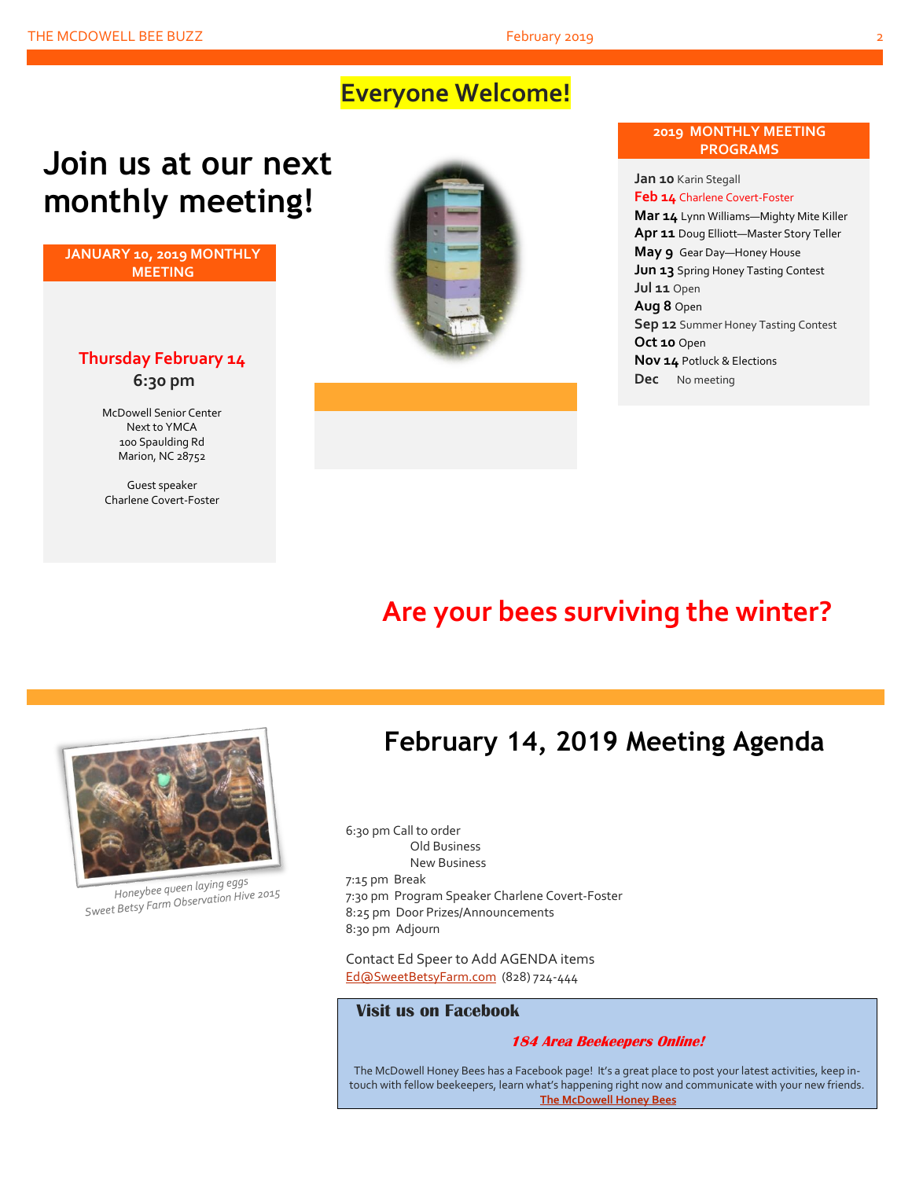# Everyone Welcome!

# Join us at our next monthly meeting!

**JANUARY 10, 2019 MONTHLY MEETING**

**Thursday February 14**

**6:30 pm**

McDowell Senior Center
Next to YMCA
100 Spaulding Rd
Marion, NC 28752

Guest speaker
Charlene Covert-Foster

**2019 MONTHLY MEETING PROGRAMS**

- **Jan 10** Karin Stegall
- **Feb 14** Charlene Covert-Foster
- **Mar 14** Lynn Williams—Mighty Mite Killer
- **Apr 11** Doug Elliott—Master Story Teller
- **May 9** Gear Day—Honey House
- **Jun 13** Spring Honey Tasting Contest
- **Jul 11** Open
- **Aug 8** Open
- **Sep 12** Summer Honey Tasting Contest
- **Oct 10** Open
- **Nov 14** Potluck & Elections
- **Dec** No meeting

## Are your bees surviving the winter?

*Honeybee queen laying eggs*
*Sweet Betsy Farm Observation Hive 2015*

# February 14, 2019 Meeting Agenda

6:30 pm Call to order
Old Business
New Business
7:15 pm Break
7:30 pm Program Speaker Charlene Covert-Foster
8:25 pm Door Prizes/Announcements
8:30 pm Adjourn

Contact Ed Speer to Add AGENDA items
Ed@SweetBetsyFarm.com (828) 724-444

**Visit us on Facebook**

***184 Area Beekeepers Online!***

The McDowell Honey Bees has a Facebook page! It's a great place to post your latest activities, keep in-touch with fellow beekeepers, learn what's happening right now and communicate with your new friends.
**The McDowell Honey Bees**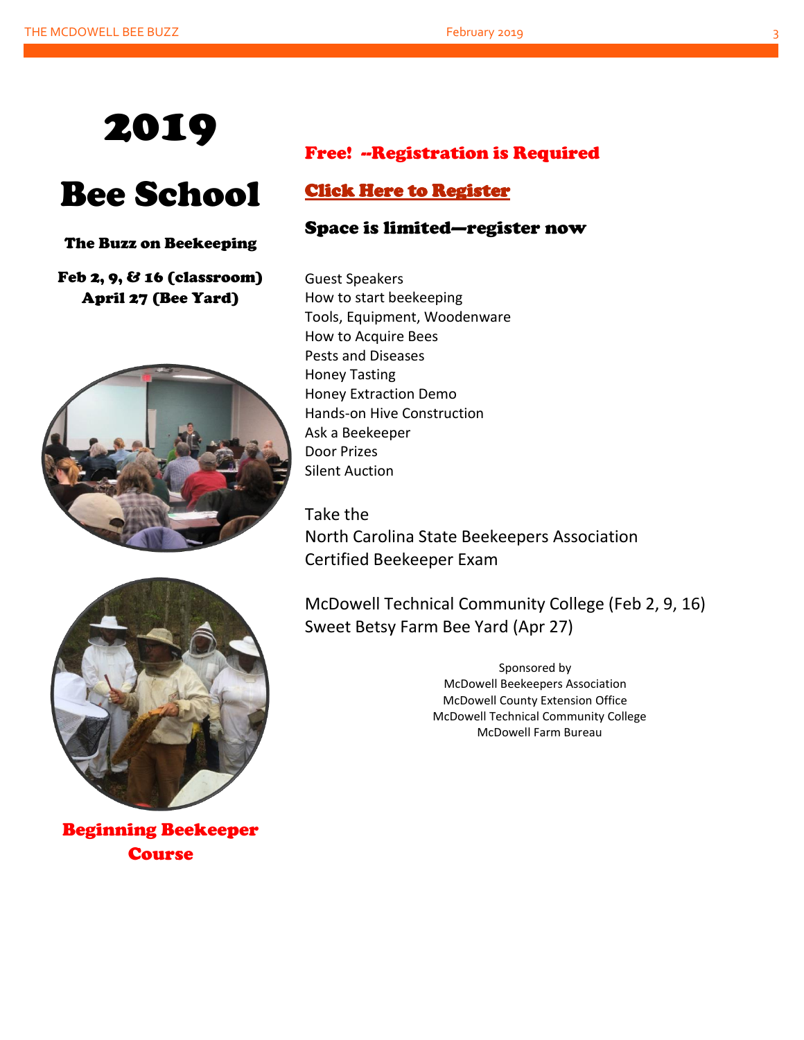# 2019

# Bee School

**The Buzz on Beekeeping**

**Feb 2, 9, & 16 (classroom)**
**April 27 (Bee Yard)**

**Beginning Beekeeper Course**

**Free! --Registration is Required**

**Click Here to Register**

**Space is limited—register now**

Guest Speakers
How to start beekeeping
Tools, Equipment, Woodenware
How to Acquire Bees
Pests and Diseases
Honey Tasting
Honey Extraction Demo
Hands-on Hive Construction
Ask a Beekeeper
Door Prizes
Silent Auction

Take the
North Carolina State Beekeepers Association
Certified Beekeeper Exam

McDowell Technical Community College (Feb 2, 9, 16)
Sweet Betsy Farm Bee Yard (Apr 27)

Sponsored by
McDowell Beekeepers Association
McDowell County Extension Office
McDowell Technical Community College
McDowell Farm Bureau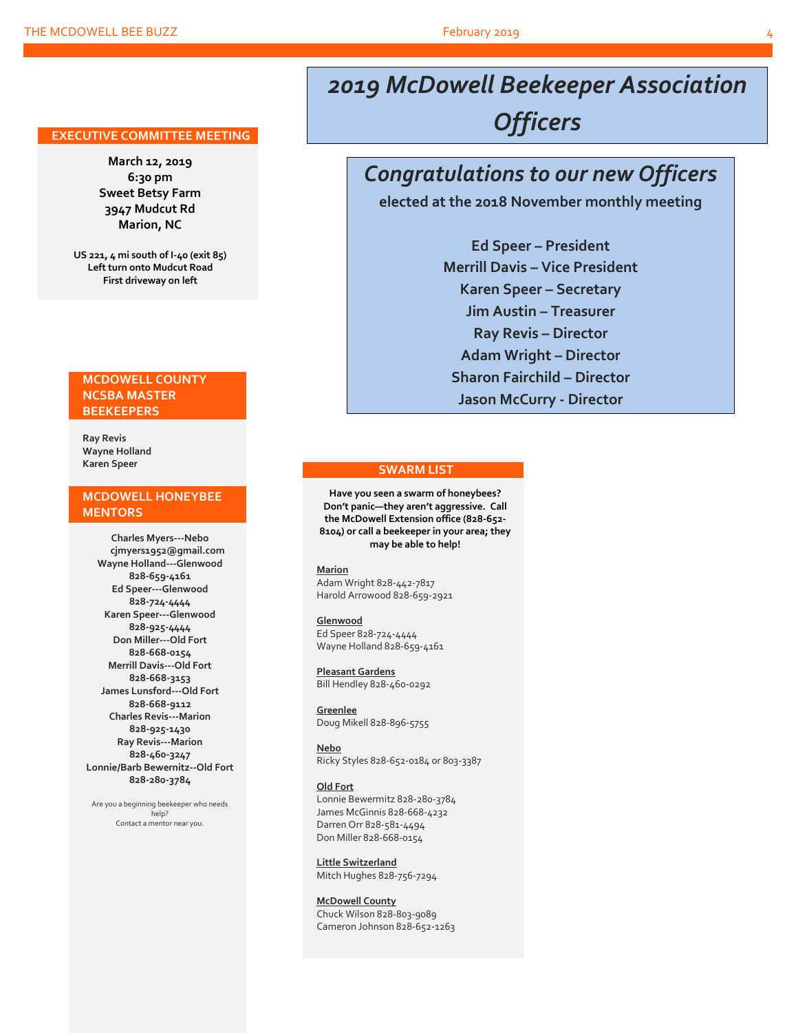# 2019 McDowell Beekeeper Association Officers

## *Congratulations to our new Officers*

**elected at the 2018 November monthly meeting**

**Ed Speer – President**
**Merrill Davis – Vice President**
**Karen Speer – Secretary**
**Jim Austin – Treasurer**
**Ray Revis – Director**
**Adam Wright – Director**
**Sharon Fairchild – Director**
**Jason McCurry - Director**

## EXECUTIVE COMMITTEE MEETING

**March 12, 2019**
**6:30 pm**
**Sweet Betsy Farm**
**3947 Mudcut Rd**
**Marion, NC**

**US 221, 4 mi south of I-40 (exit 85)**
**Left turn onto Mudcut Road**
**First driveway on left**

## MCDOWELL COUNTY NCSBA MASTER BEEKEEPERS

**Ray Revis**
**Wayne Holland**
**Karen Speer**

## MCDOWELL HONEYBEE MENTORS

**Charles Myers---Nebo**
**cjmyers1952@gmail.com**
**Wayne Holland---Glenwood**
**828-659-4161**
**Ed Speer---Glenwood**
**828-724-4444**
**Karen Speer---Glenwood**
**828-925-4444**
**Don Miller---Old Fort**
**828-668-0154**
**Merrill Davis---Old Fort**
**828-668-3153**
**James Lunsford---Old Fort**
**828-668-9112**
**Charles Revis---Marion**
**828-925-1430**
**Ray Revis---Marion**
**828-460-3247**
**Lonnie/Barb Bewernitz--Old Fort**
**828-280-3784**

Are you a beginning beekeeper who needs help?
Contact a mentor near you.

## SWARM LIST

**Have you seen a swarm of honeybees? Don't panic—they aren't aggressive. Call the McDowell Extension office (828-652-8104) or call a beekeeper in your area; they may be able to help!**

**Marion**
Adam Wright 828-442-7817
Harold Arrowood 828-659-2921

**Glenwood**
Ed Speer 828-724-4444
Wayne Holland 828-659-4161

**Pleasant Gardens**
Bill Hendley 828-460-0292

**Greenlee**
Doug Mikell 828-896-5755

**Nebo**
Ricky Styles 828-652-0184 or 803-3387

**Old Fort**
Lonnie Bewermitz 828-280-3784
James McGinnis 828-668-4232
Darren Orr 828-581-4494
Don Miller 828-668-0154

**Little Switzerland**
Mitch Hughes 828-756-7294

**McDowell County**
Chuck Wilson 828-803-9089
Cameron Johnson 828-652-1263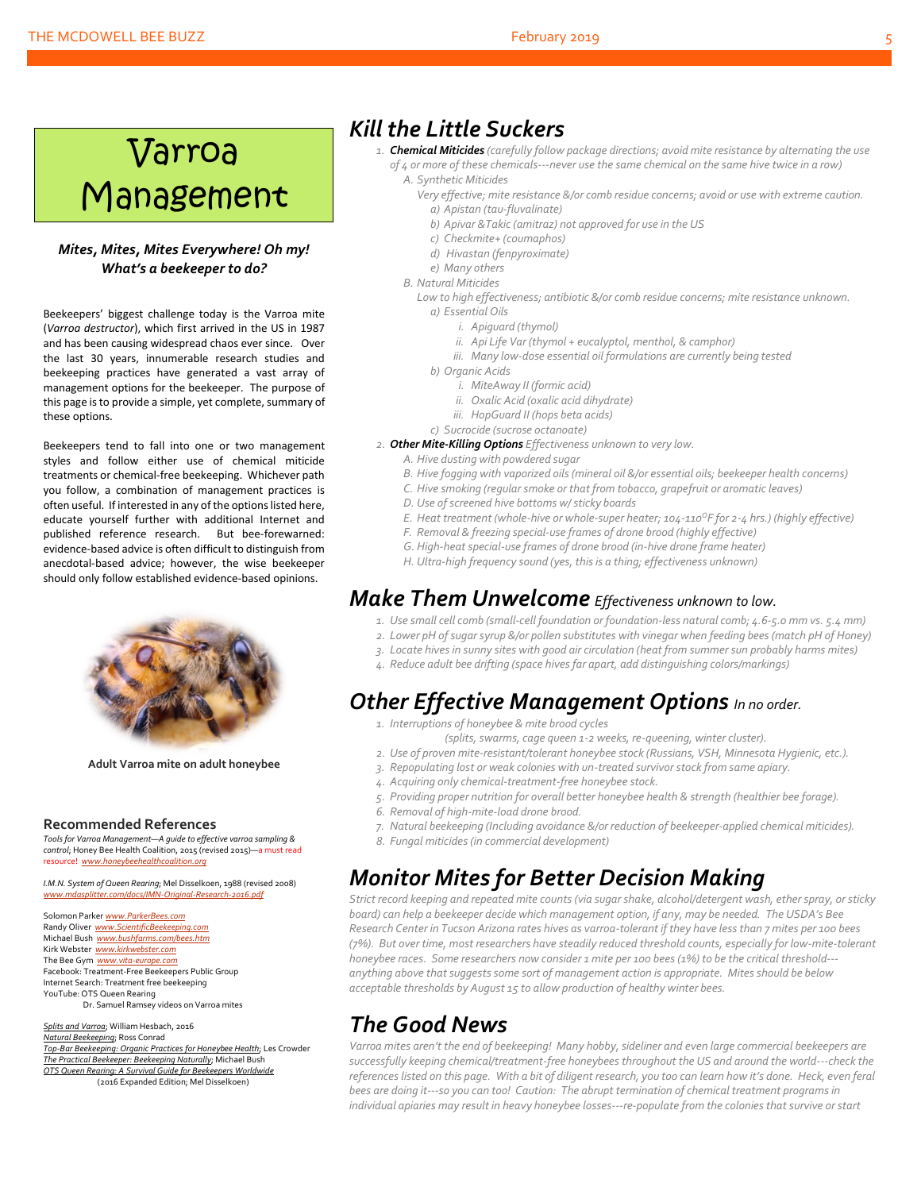# Varroa Management

***Mites, Mites, Mites Everywhere! Oh my! What's a beekeeper to do?***

Beekeepers' biggest challenge today is the Varroa mite (*Varroa destructor*), which first arrived in the US in 1987 and has been causing widespread chaos ever since. Over the last 30 years, innumerable research studies and beekeeping practices have generated a vast array of management options for the beekeeper. The purpose of this page is to provide a simple, yet complete, summary of these options.

Beekeepers tend to fall into one or two management styles and follow either use of chemical miticide treatments or chemical-free beekeeping. Whichever path you follow, a combination of management practices is often useful. If interested in any of the options listed here, educate yourself further with additional Internet and published reference research. But bee-forewarned: evidence-based advice is often difficult to distinguish from anecdotal-based advice; however, the wise beekeeper should only follow established evidence-based opinions.

**Adult Varroa mite on adult honeybee**

### Recommended References

*Tools for Varroa Management—A guide to effective varroa sampling & control*; Honey Bee Health Coalition, 2015 (revised 2015)—a must read resource! www.honeybeehealthcoalition.org

*I.M.N. System of Queen Rearing*; Mel Disselkoen, 1988 (revised 2008) www.mdasplitter.com/docs/IMN-Original-Research-2016.pdf

Solomon Parker www.ParkerBees.com
Randy Oliver www.ScientificBeekeeping.com
Michael Bush www.bushfarms.com/bees.htm
Kirk Webster www.kirkwebster.com
The Bee Gym www.vita-europe.com
Facebook: Treatment-Free Beekeepers Public Group
Internet Search: Treatment free beekeeping
YouTube: OTS Queen Rearing
Dr. Samuel Ramsey videos on Varroa mites

*Splits and Varroa*; William Hesbach, 2016
*Natural Beekeeping*; Ross Conrad
*Top-Bar Beekeeping: Organic Practices for Honeybee Health*; Les Crowder
*The Practical Beekeeper: Beekeeping Naturally*; Michael Bush
*OTS Queen Rearing: A Survival Guide for Beekeepers Worldwide* (2016 Expanded Edition; Mel Disselkoen)

## Kill the Little Suckers

1. ***Chemical Miticides*** *(carefully follow package directions; avoid mite resistance by alternating the use of 4 or more of these chemicals---never use the same chemical on the same hive twice in a row)*
   A. *Synthetic Miticides*
      *Very effective; mite resistance &/or comb residue concerns; avoid or use with extreme caution.*
      a) *Apistan (tau-fluvalinate)*
      b) *Apivar &Takic (amitraz) not approved for use in the US*
      c) *Checkmite+ (coumaphos)*
      d) *Hivastan (fenpyroximate)*
      e) *Many others*
   B. *Natural Miticides*
      *Low to high effectiveness; antibiotic &/or comb residue concerns; mite resistance unknown.*
      a) *Essential Oils*
         i. *Apiguard (thymol)*
         ii. *Api Life Var (thymol + eucalyptol, menthol, & camphor)*
         iii. *Many low-dose essential oil formulations are currently being tested*
      b) *Organic Acids*
         i. *MiteAway II (formic acid)*
         ii. *Oxalic Acid (oxalic acid dihydrate)*
         iii. *HopGuard II (hops beta acids)*
      c) *Sucrocide (sucrose octanoate)*
2. ***Other Mite-Killing Options*** *Effectiveness unknown to very low.*
   A. *Hive dusting with powdered sugar*
   B. *Hive fogging with vaporized oils (mineral oil &/or essential oils; beekeeper health concerns)*
   C. *Hive smoking (regular smoke or that from tobacco, grapefruit or aromatic leaves)*
   D. *Use of screened hive bottoms w/ sticky boards*
   E. *Heat treatment (whole-hive or whole-super heater; 104-110$^{o}$F for 2-4 hrs.) (highly effective)*
   F. *Removal & freezing special-use frames of drone brood (highly effective)*
   G. *High-heat special-use frames of drone brood (in-hive drone frame heater)*
   H. *Ultra-high frequency sound (yes, this is a thing; effectiveness unknown)*

## Make Them Unwelcome *Effectiveness unknown to low.*

1. *Use small cell comb (small-cell foundation or foundation-less natural comb; 4.6-5.0 mm vs. 5.4 mm)*
2. *Lower pH of sugar syrup &/or pollen substitutes with vinegar when feeding bees (match pH of Honey)*
3. *Locate hives in sunny sites with good air circulation (heat from summer sun probably harms mites)*
4. *Reduce adult bee drifting (space hives far apart, add distinguishing colors/markings)*

## Other Effective Management Options *In no order.*

1. *Interruptions of honeybee & mite brood cycles*
   *(splits, swarms, cage queen 1-2 weeks, re-queening, winter cluster).*
2. *Use of proven mite-resistant/tolerant honeybee stock (Russians, VSH, Minnesota Hygienic, etc.).*
3. *Repopulating lost or weak colonies with un-treated survivor stock from same apiary.*
4. *Acquiring only chemical-treatment-free honeybee stock.*
5. *Providing proper nutrition for overall better honeybee health & strength (healthier bee forage).*
6. *Removal of high-mite-load drone brood.*
7. *Natural beekeeping (Including avoidance &/or reduction of beekeeper-applied chemical miticides).*
8. *Fungal miticides (in commercial development)*

## Monitor Mites for Better Decision Making

*Strict record keeping and repeated mite counts (via sugar shake, alcohol/detergent wash, ether spray, or sticky board) can help a beekeeper decide which management option, if any, may be needed. The USDA's Bee Research Center in Tucson Arizona rates hives as varroa-tolerant if they have less than 7 mites per 100 bees (7%). But over time, most researchers have steadily reduced threshold counts, especially for low-mite-tolerant honeybee races. Some researchers now consider 1 mite per 100 bees (1%) to be the critical threshold---anything above that suggests some sort of management action is appropriate. Mites should be below acceptable thresholds by August 15 to allow production of healthy winter bees.*

## The Good News

*Varroa mites aren't the end of beekeeping! Many hobby, sideliner and even large commercial beekeepers are successfully keeping chemical/treatment-free honeybees throughout the US and around the world---check the references listed on this page. With a bit of diligent research, you too can learn how it's done. Heck, even feral bees are doing it---so you can too! Caution: The abrupt termination of chemical treatment programs in individual apiaries may result in heavy honeybee losses---re-populate from the colonies that survive or start*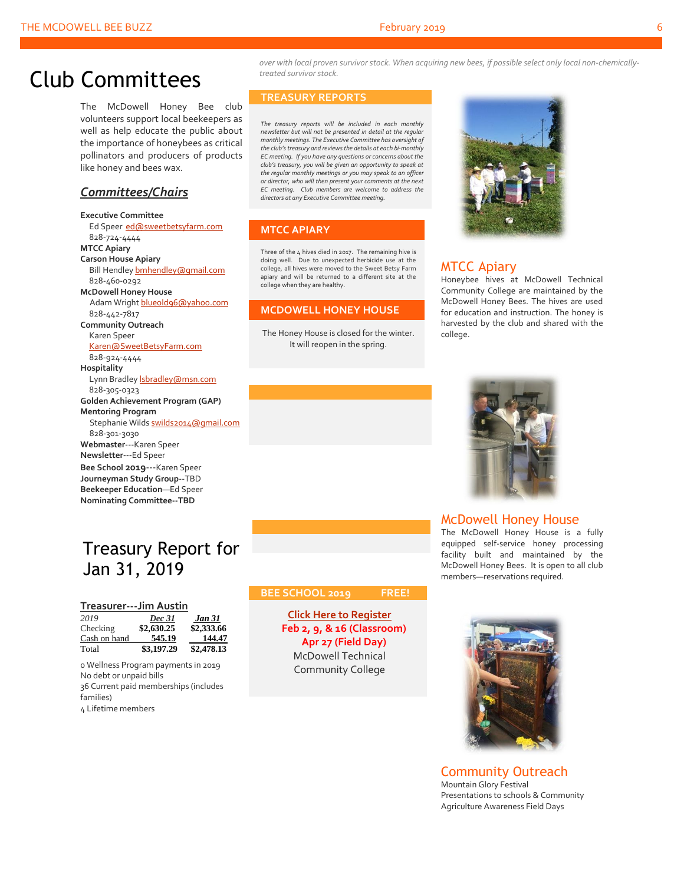*over with local proven survivor stock. When acquiring new bees, if possible select only local non-chemically-treated survivor stock.*

# Club Committees

The McDowell Honey Bee club volunteers support local beekeepers as well as help educate the public about the importance of honeybees as critical pollinators and producers of products like honey and bees wax.

## ***Committees/Chairs***

**Executive Committee**
Ed Speer ed@sweetbetsyfarm.com
828-724-4444

**MTCC Apiary**

**Carson House Apiary**
Bill Hendley bmhendley@gmail.com
828-460-0292

**McDowell Honey House**
Adam Wright blueold96@yahoo.com
828-442-7817

**Community Outreach**
Karen Speer
Karen@SweetBetsyFarm.com
828-924-4444

**Hospitality**
Lynn Bradley lsbradley@msn.com
828-305-0323

**Golden Achievement Program (GAP) Mentoring Program**
Stephanie Wilds swilds2014@gmail.com
828-301-3030

**Webmaster**---Karen Speer
**Newsletter**---Ed Speer
**Bee School 2019**---Karen Speer
**Journeyman Study Group**--TBD
**Beekeeper Education**—Ed Speer
**Nominating Committee--TBD**

# Treasury Report for Jan 31, 2019

**Treasurer---Jim Austin**

| *2019* | *Dec 31* | *Jan 31* |
|---|---|---|
| Checking | $2,630.25 | $2,333.66 |
| Cash on hand | 545.19 | 144.47 |
| Total | $3,197.29 | $2,478.13 |

0 Wellness Program payments in 2019
No debt or unpaid bills
36 Current paid memberships (includes families)
4 Lifetime members

## TREASURY REPORTS

*The treasury reports will be included in each monthly newsletter but will not be presented in detail at the regular monthly meetings. The Executive Committee has oversight of the club's treasury and reviews the details at each bi-monthly EC meeting. If you have any questions or concerns about the club's treasury, you will be given an opportunity to speak at the regular monthly meetings or you may speak to an officer or director, who will then present your comments at the next EC meeting. Club members are welcome to address the directors at any Executive Committee meeting.*

## MTCC APIARY

Three of the 4 hives died in 2017. The remaining hive is doing well. Due to unexpected herbicide use at the college, all hives were moved to the Sweet Betsy Farm apiary and will be returned to a different site at the college when they are healthy.

## MCDOWELL HONEY HOUSE

The Honey House is closed for the winter. It will reopen in the spring.

## BEE SCHOOL 2019 FREE!

**Click Here to Register**
**Feb 2, 9, & 16 (Classroom)**
**Apr 27 (Field Day)**
McDowell Technical Community College

## MTCC Apiary

Honeybee hives at McDowell Technical Community College are maintained by the McDowell Honey Bees. The hives are used for education and instruction. The honey is harvested by the club and shared with the college.

## McDowell Honey House

The McDowell Honey House is a fully equipped self-service honey processing facility built and maintained by the McDowell Honey Bees. It is open to all club members—reservations required.

## Community Outreach

Mountain Glory Festival
Presentations to schools & Community
Agriculture Awareness Field Days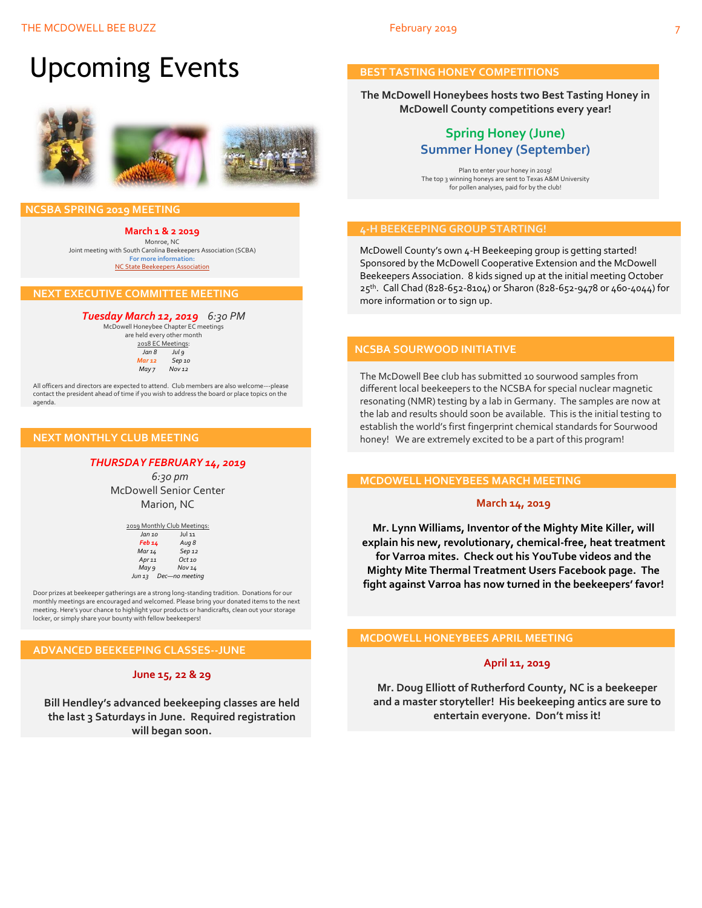# Upcoming Events

## NCSBA SPRING 2019 MEETING

**March 1 & 2 2019**

Monroe, NC

Joint meeting with South Carolina Beekeepers Association (SCBA)

For more information:

NC State Beekeepers Association

## NEXT EXECUTIVE COMMITTEE MEETING

***Tuesday March 12, 2019*** *6:30 PM*

McDowell Honeybee Chapter EC meetings are held every other month

2018 EC Meetings:

| | |
|---|---|
| *Jan 8* | *Jul 9* |
| ***Mar 12*** | *Sep 10* |
| *May 7* | *Nov 12* |

All officers and directors are expected to attend. Club members are also welcome---please contact the president ahead of time if you wish to address the board or place topics on the agenda.

## NEXT MONTHLY CLUB MEETING

***THURSDAY FEBRUARY 14, 2019***

*6:30 pm*

McDowell Senior Center

Marion, NC

2019 Monthly Club Meetings:

| | |
|---|---|
| *Jan 10* | *Jul 11* |
| ***Feb 14*** | *Aug 8* |
| *Mar 14* | *Sep 12* |
| *Apr 11* | *Oct 10* |
| *May 9* | *Nov 14* |
| *Jun 13* | *Dec—no meeting* |

Door prizes at beekeeper gatherings are a strong long-standing tradition. Donations for our monthly meetings are encouraged and welcomed. Please bring your donated items to the next meeting. Here's your chance to highlight your products or handicrafts, clean out your storage locker, or simply share your bounty with fellow beekeepers!

## ADVANCED BEEKEEPING CLASSES--JUNE

**June 15, 22 & 29**

**Bill Hendley's advanced beekeeping classes are held the last 3 Saturdays in June. Required registration will began soon.**

## BEST TASTING HONEY COMPETITIONS

**The McDowell Honeybees hosts two Best Tasting Honey in McDowell County competitions every year!**

**Spring Honey (June)**

**Summer Honey (September)**

Plan to enter your honey in 2019!

The top 3 winning honeys are sent to Texas A&M University for pollen analyses, paid for by the club!

## 4-H BEEKEEPING GROUP STARTING!

McDowell County's own 4-H Beekeeping group is getting started! Sponsored by the McDowell Cooperative Extension and the McDowell Beekeepers Association. 8 kids signed up at the initial meeting October 25th. Call Chad (828-652-8104) or Sharon (828-652-9478 or 460-4044) for more information or to sign up.

## NCSBA SOURWOOD INITIATIVE

The McDowell Bee club has submitted 10 sourwood samples from different local beekeepers to the NCSBA for special nuclear magnetic resonating (NMR) testing by a lab in Germany. The samples are now at the lab and results should soon be available. This is the initial testing to establish the world's first fingerprint chemical standards for Sourwood honey! We are extremely excited to be a part of this program!

## MCDOWELL HONEYBEES MARCH MEETING

**March 14, 2019**

**Mr. Lynn Williams, Inventor of the Mighty Mite Killer, will explain his new, revolutionary, chemical-free, heat treatment for Varroa mites. Check out his YouTube videos and the Mighty Mite Thermal Treatment Users Facebook page. The fight against Varroa has now turned in the beekeepers' favor!**

## MCDOWELL HONEYBEES APRIL MEETING

**April 11, 2019**

**Mr. Doug Elliott of Rutherford County, NC is a beekeeper and a master storyteller! His beekeeping antics are sure to entertain everyone. Don't miss it!**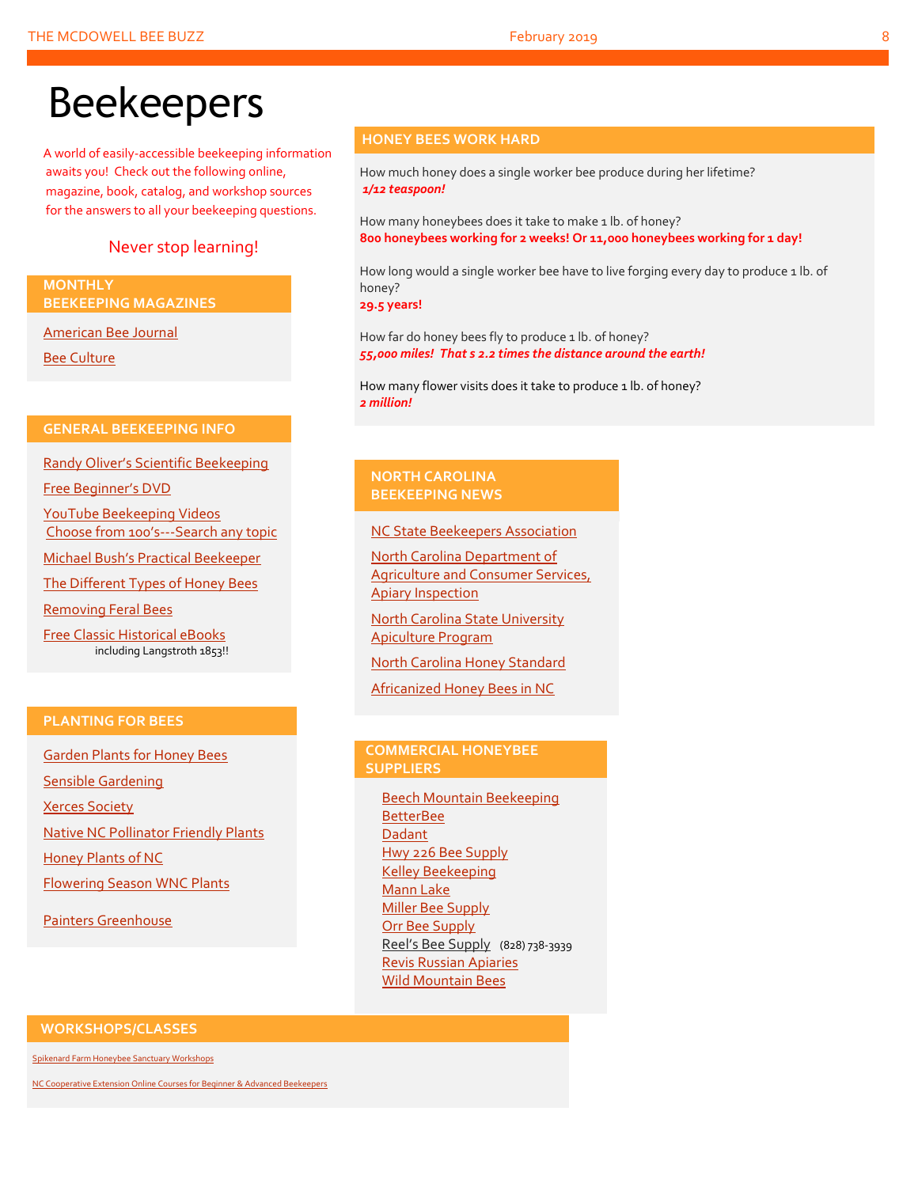# Beekeepers

A world of easily-accessible beekeeping information awaits you! Check out the following online, magazine, book, catalog, and workshop sources for the answers to all your beekeeping questions.

Never stop learning!

## MONTHLY BEEKEEPING MAGAZINES

American Bee Journal

Bee Culture

## GENERAL BEEKEEPING INFO

Randy Oliver's Scientific Beekeeping

Free Beginner's DVD

YouTube Beekeeping Videos
Choose from 100's---Search any topic

Michael Bush's Practical Beekeeper

The Different Types of Honey Bees

Removing Feral Bees

Free Classic Historical eBooks
including Langstroth 1853!!

## PLANTING FOR BEES

Garden Plants for Honey Bees

Sensible Gardening

Xerces Society

Native NC Pollinator Friendly Plants

Honey Plants of NC

Flowering Season WNC Plants

Painters Greenhouse

## HONEY BEES WORK HARD

How much honey does a single worker bee produce during her lifetime?
***1/12 teaspoon!***

How many honeybees does it take to make 1 lb. of honey?
**800 honeybees working for 2 weeks! Or 11,000 honeybees working for 1 day!**

How long would a single worker bee have to live forging every day to produce 1 lb. of honey?
**29.5 years!**

How far do honey bees fly to produce 1 lb. of honey?
***55,000 miles! That s 2.2 times the distance around the earth!***

How many flower visits does it take to produce 1 lb. of honey?
***2 million!***

## NORTH CAROLINA BEEKEEPING NEWS

NC State Beekeepers Association

North Carolina Department of Agriculture and Consumer Services, Apiary Inspection

North Carolina State University Apiculture Program

North Carolina Honey Standard

Africanized Honey Bees in NC

## COMMERCIAL HONEYBEE SUPPLIERS

Beech Mountain Beekeeping
BetterBee
Dadant
Hwy 226 Bee Supply
Kelley Beekeeping
Mann Lake
Miller Bee Supply
Orr Bee Supply
Reel's Bee Supply (828) 738-3939
Revis Russian Apiaries
Wild Mountain Bees

## WORKSHOPS/CLASSES

Spikenard Farm Honeybee Sanctuary Workshops

NC Cooperative Extension Online Courses for Beginner & Advanced Beekeepers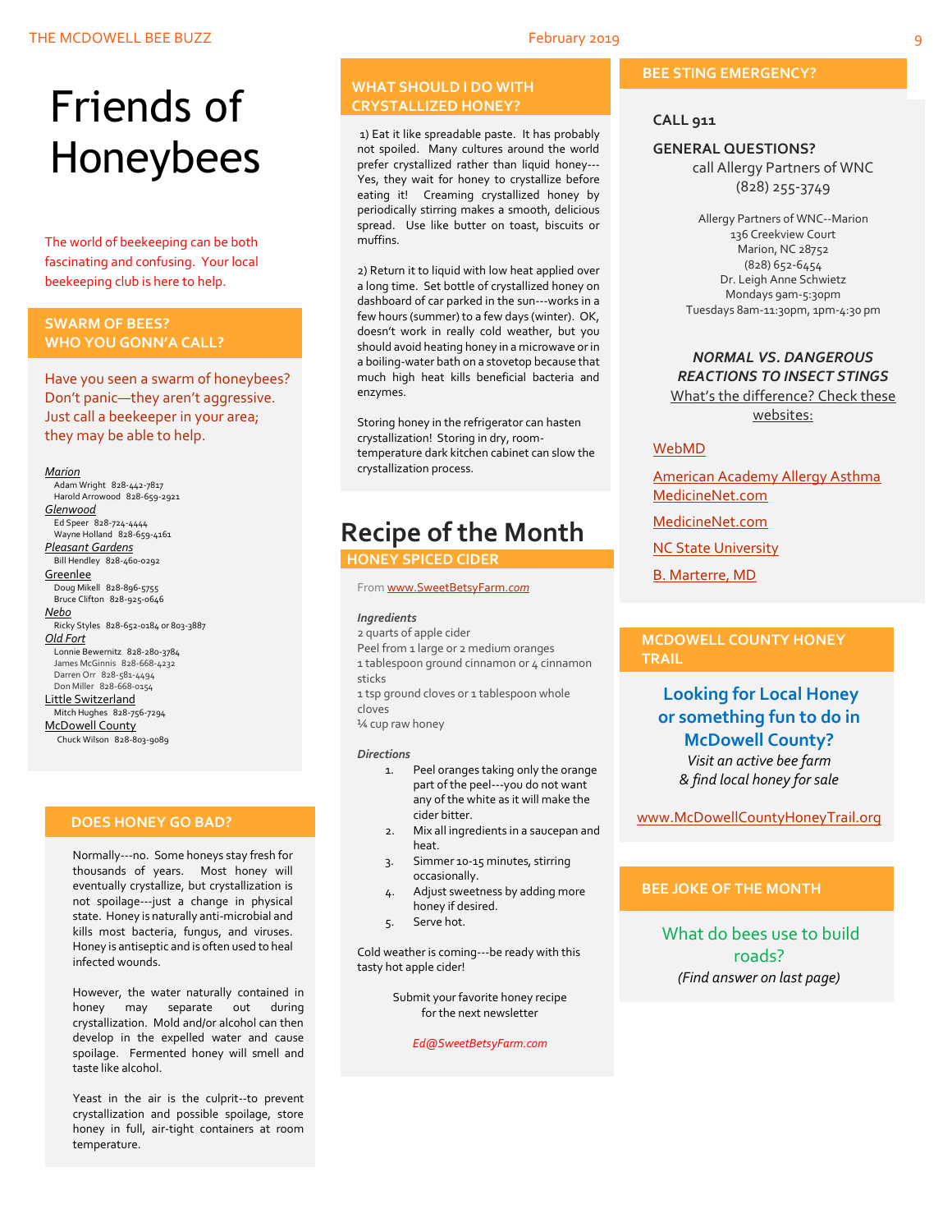# Friends of Honeybees

The world of beekeeping can be both fascinating and confusing. Your local beekeeping club is here to help.

### SWARM OF BEES? WHO YOU GONN'A CALL?

Have you seen a swarm of honeybees? Don't panic—they aren't aggressive. Just call a beekeeper in your area; they may be able to help.

*Marion*
- Adam Wright 828-442-7817
- Harold Arrowood 828-659-2921

*Glenwood*
- Ed Speer 828-724-4444
- Wayne Holland 828-659-4161

*Pleasant Gardens*
- Bill Hendley 828-460-0292

Greenlee
- Doug Mikell 828-896-5755
- Bruce Clifton 828-925-0646

*Nebo*
- Ricky Styles 828-652-0184 or 803-3887

*Old Fort*
- Lonnie Bewernitz 828-280-3784
- James McGinnis 828-668-4232
- Darren Orr 828-581-4494
- Don Miller 828-668-0154

Little Switzerland
- Mitch Hughes 828-756-7294

McDowell County
- Chuck Wilson 828-803-9089

### DOES HONEY GO BAD?

Normally---no. Some honeys stay fresh for thousands of years. Most honey will eventually crystallize, but crystallization is not spoilage---just a change in physical state. Honey is naturally anti-microbial and kills most bacteria, fungus, and viruses. Honey is antiseptic and is often used to heal infected wounds.

However, the water naturally contained in honey may separate out during crystallization. Mold and/or alcohol can then develop in the expelled water and cause spoilage. Fermented honey will smell and taste like alcohol.

Yeast in the air is the culprit--to prevent crystallization and possible spoilage, store honey in full, air-tight containers at room temperature.

### WHAT SHOULD I DO WITH CRYSTALLIZED HONEY?

1) Eat it like spreadable paste. It has probably not spoiled. Many cultures around the world prefer crystallized rather than liquid honey---Yes, they wait for honey to crystallize before eating it! Creaming crystallized honey by periodically stirring makes a smooth, delicious spread. Use like butter on toast, biscuits or muffins.

2) Return it to liquid with low heat applied over a long time. Set bottle of crystallized honey on dashboard of car parked in the sun---works in a few hours (summer) to a few days (winter). OK, doesn't work in really cold weather, but you should avoid heating honey in a microwave or in a boiling-water bath on a stovetop because that much high heat kills beneficial bacteria and enzymes.

Storing honey in the refrigerator can hasten crystallization! Storing in dry, room-temperature dark kitchen cabinet can slow the crystallization process.

## Recipe of the Month

### HONEY SPICED CIDER

From www.SweetBetsyFarm.*com*

***Ingredients***

2 quarts of apple cider
Peel from 1 large or 2 medium oranges
1 tablespoon ground cinnamon or 4 cinnamon sticks
1 tsp ground cloves or 1 tablespoon whole cloves
¼ cup raw honey

***Directions***

1. Peel oranges taking only the orange part of the peel---you do not want any of the white as it will make the cider bitter.
2. Mix all ingredients in a saucepan and heat.
3. Simmer 10-15 minutes, stirring occasionally.
4. Adjust sweetness by adding more honey if desired.
5. Serve hot.

Cold weather is coming---be ready with this tasty hot apple cider!

Submit your favorite honey recipe for the next newsletter

*Ed@SweetBetsyFarm.com*

### BEE STING EMERGENCY?

**CALL 911**

**GENERAL QUESTIONS?**
call Allergy Partners of WNC
(828) 255-3749

Allergy Partners of WNC--Marion
136 Creekview Court
Marion, NC 28752
(828) 652-6454
Dr. Leigh Anne Schwietz
Mondays 9am-5:30pm
Tuesdays 8am-11:30pm, 1pm-4:30 pm

***NORMAL VS. DANGEROUS REACTIONS TO INSECT STINGS***
What's the difference? Check these websites:

WebMD

American Academy Allergy Asthma MedicineNet.com

MedicineNet.com

NC State University

B. Marterre, MD

### MCDOWELL COUNTY HONEY TRAIL

**Looking for Local Honey or something fun to do in McDowell County?**
*Visit an active bee farm & find local honey for sale*

www.McDowellCountyHoneyTrail.org

### BEE JOKE OF THE MONTH

What do bees use to build roads?
*(Find answer on last page)*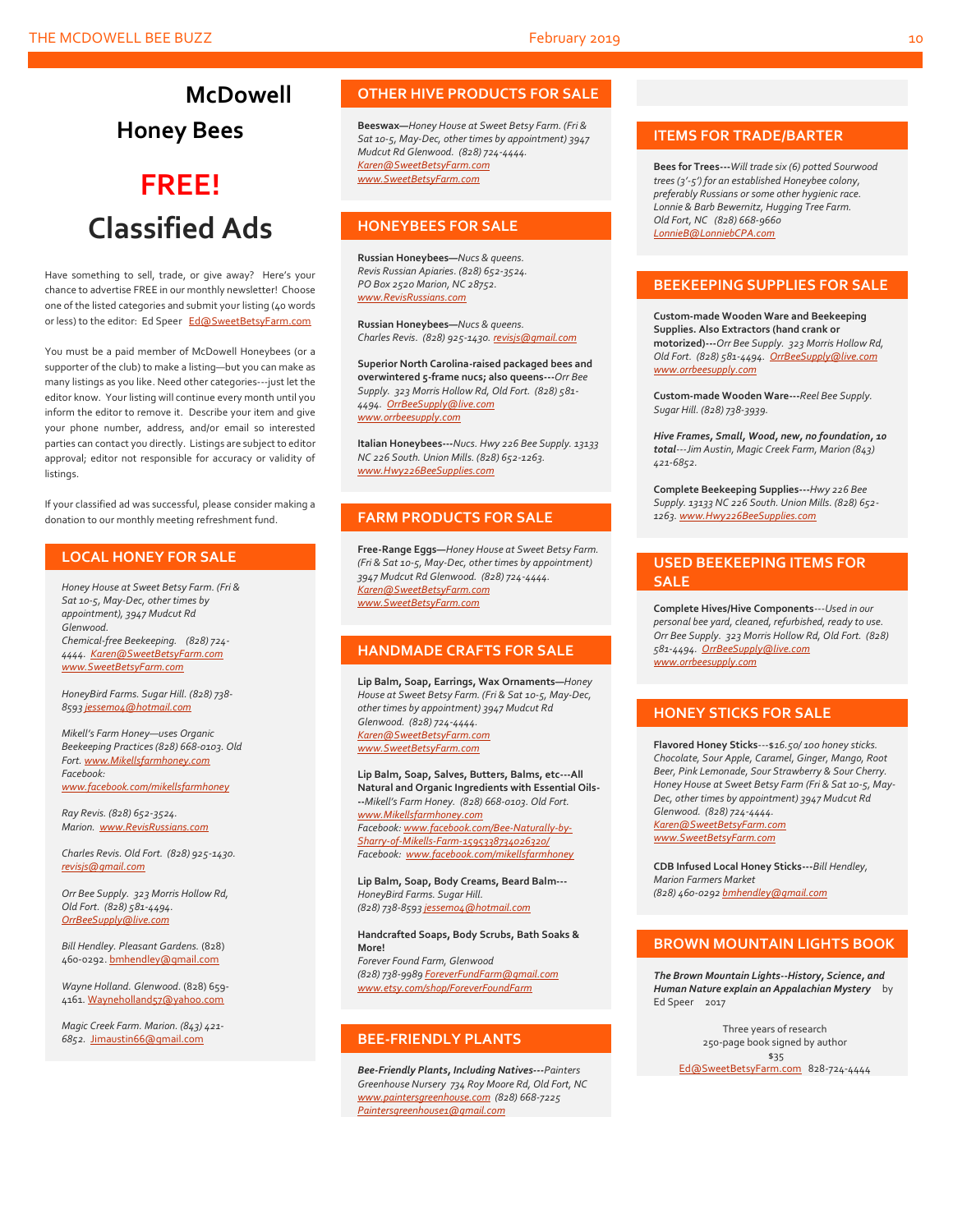# McDowell Honey Bees

# FREE! Classified Ads

Have something to sell, trade, or give away? Here's your chance to advertise FREE in our monthly newsletter! Choose one of the listed categories and submit your listing (40 words or less) to the editor: Ed Speer Ed@SweetBetsyFarm.com

You must be a paid member of McDowell Honeybees (or a supporter of the club) to make a listing—but you can make as many listings as you like. Need other categories---just let the editor know. Your listing will continue every month until you inform the editor to remove it. Describe your item and give your phone number, address, and/or email so interested parties can contact you directly. Listings are subject to editor approval; editor not responsible for accuracy or validity of listings.

If your classified ad was successful, please consider making a donation to our monthly meeting refreshment fund.

## LOCAL HONEY FOR SALE

*Honey House at Sweet Betsy Farm. (Fri & Sat 10-5, May-Dec, other times by appointment), 3947 Mudcut Rd Glenwood. Chemical-free Beekeeping. (828) 724-4444. Karen@SweetBetsyFarm.com www.SweetBetsyFarm.com*

*HoneyBird Farms. Sugar Hill. (828) 738-8593 jessemo4@hotmail.com*

*Mikell's Farm Honey—uses Organic Beekeeping Practices (828) 668-0103. Old Fort. www.Mikellsfarmhoney.com Facebook: www.facebook.com/mikellsfarmhoney*

*Ray Revis. (828) 652-3524. Marion. www.RevisRussians.com*

*Charles Revis. Old Fort. (828) 925-1430. revisjs@gmail.com*

*Orr Bee Supply. 323 Morris Hollow Rd, Old Fort. (828) 581-4494. OrrBeeSupply@live.com*

*Bill Hendley. Pleasant Gardens.* (828) 460-0292. bmhendley@gmail.com

*Wayne Holland. Glenwood.* (828) 659-4161. Wayneholland57@yahoo.com

*Magic Creek Farm. Marion. (843) 421-6852. Jimaustin66@gmail.com*

## OTHER HIVE PRODUCTS FOR SALE

**Beeswax—***Honey House at Sweet Betsy Farm. (Fri & Sat 10-5, May-Dec, other times by appointment) 3947 Mudcut Rd Glenwood. (828) 724-4444. Karen@SweetBetsyFarm.com www.SweetBetsyFarm.com*

## HONEYBEES FOR SALE

**Russian Honeybees—***Nucs & queens. Revis Russian Apiaries. (828) 652-3524. PO Box 2520 Marion, NC 28752. www.RevisRussians.com*

**Russian Honeybees—***Nucs & queens. Charles Revis. (828) 925-1430. revisjs@gmail.com*

**Superior North Carolina-raised packaged bees and overwintered 5-frame nucs; also queens---***Orr Bee Supply. 323 Morris Hollow Rd, Old Fort. (828) 581-4494. OrrBeeSupply@live.com www.orrbeesupply.com*

**Italian Honeybees---***Nucs. Hwy 226 Bee Supply. 13133 NC 226 South. Union Mills. (828) 652-1263. www.Hwy226BeeSupplies.com*

## FARM PRODUCTS FOR SALE

**Free-Range Eggs—***Honey House at Sweet Betsy Farm. (Fri & Sat 10-5, May-Dec, other times by appointment) 3947 Mudcut Rd Glenwood. (828) 724-4444. Karen@SweetBetsyFarm.com www.SweetBetsyFarm.com*

## HANDMADE CRAFTS FOR SALE

**Lip Balm, Soap, Earrings, Wax Ornaments—***Honey House at Sweet Betsy Farm. (Fri & Sat 10-5, May-Dec, other times by appointment) 3947 Mudcut Rd Glenwood. (828) 724-4444. Karen@SweetBetsyFarm.com www.SweetBetsyFarm.com*

**Lip Balm, Soap, Salves, Butters, Balms, etc---All Natural and Organic Ingredients with Essential Oils---***Mikell's Farm Honey. (828) 668-0103. Old Fort. www.Mikellsfarmhoney.com Facebook: www.facebook.com/Bee-Naturally-by-Sharry-of-Mikells-Farm-1595338734026320/ Facebook: www.facebook.com/mikellsfarmhoney*

**Lip Balm, Soap, Body Creams, Beard Balm---***HoneyBird Farms. Sugar Hill. (828) 738-8593 jessemo4@hotmail.com*

**Handcrafted Soaps, Body Scrubs, Bath Soaks & More!**
*Forever Found Farm, Glenwood (828) 738-9989 ForeverFundFarm@gmail.com www.etsy.com/shop/ForeverFoundFarm*

## BEE-FRIENDLY PLANTS

***Bee-Friendly Plants, Including Natives---****Painters Greenhouse Nursery 734 Roy Moore Rd, Old Fort, NC www.paintersgreenhouse.com (828) 668-7225 Paintersgreenhouse1@gmail.com*

## ITEMS FOR TRADE/BARTER

**Bees for Trees---***Will trade six (6) potted Sourwood trees (3'-5') for an established Honeybee colony, preferably Russians or some other hygienic race. Lonnie & Barb Bewernitz, Hugging Tree Farm. Old Fort, NC (828) 668-9660 LonnieB@LonniebCPA.com*

## BEEKEEPING SUPPLIES FOR SALE

**Custom-made Wooden Ware and Beekeeping Supplies. Also Extractors (hand crank or motorized)---***Orr Bee Supply. 323 Morris Hollow Rd, Old Fort. (828) 581-4494. OrrBeeSupply@live.com www.orrbeesupply.com*

**Custom-made Wooden Ware---***Reel Bee Supply. Sugar Hill. (828) 738-3939.*

***Hive Frames, Small, Wood, new, no foundation, 10 total****---Jim Austin, Magic Creek Farm, Marion (843) 421-6852.*

**Complete Beekeeping Supplies---***Hwy 226 Bee Supply. 13133 NC 226 South. Union Mills. (828) 652-1263. www.Hwy226BeeSupplies.com*

## USED BEEKEEPING ITEMS FOR SALE

**Complete Hives/Hive Components**---*Used in our personal bee yard, cleaned, refurbished, ready to use. Orr Bee Supply. 323 Morris Hollow Rd, Old Fort. (828) 581-4494. OrrBeeSupply@live.com www.orrbeesupply.com*

## HONEY STICKS FOR SALE

**Flavored Honey Sticks**---*$16.50/ 100 honey sticks. Chocolate, Sour Apple, Caramel, Ginger, Mango, Root Beer, Pink Lemonade, Sour Strawberry & Sour Cherry. Honey House at Sweet Betsy Farm (Fri & Sat 10-5, May-Dec, other times by appointment) 3947 Mudcut Rd Glenwood. (828) 724-4444. Karen@SweetBetsyFarm.com www.SweetBetsyFarm.com*

**CDB Infused Local Honey Sticks---***Bill Hendley, Marion Farmers Market (828) 460-0292 bmhendley@gmail.com*

## BROWN MOUNTAIN LIGHTS BOOK

***The Brown Mountain Lights--History, Science, and Human Nature explain an Appalachian Mystery*** by Ed Speer 2017

Three years of research
250-page book signed by author
$35
Ed@SweetBetsyFarm.com 828-724-4444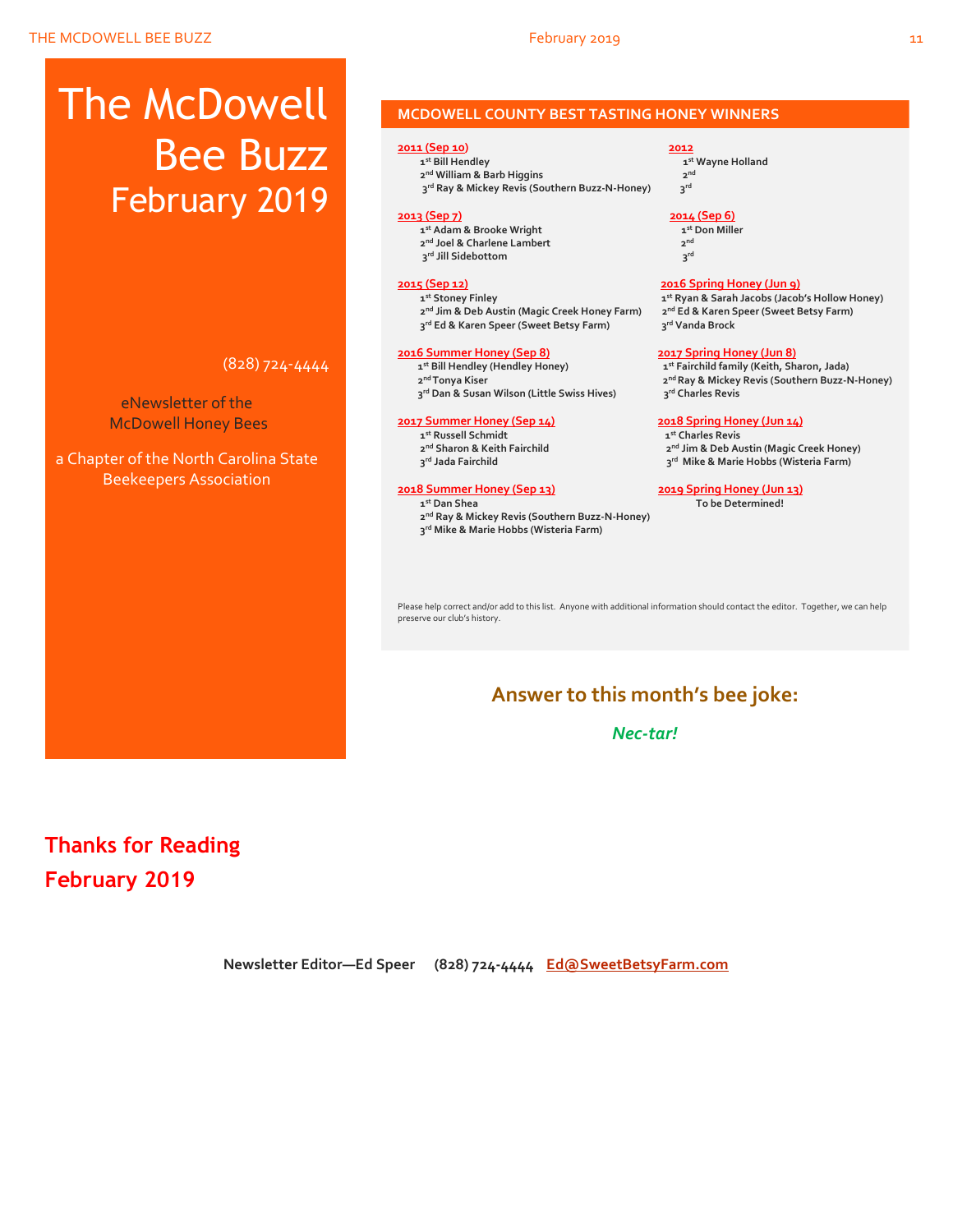# The McDowell Bee Buzz
## February 2019

(828) 724-4444

eNewsletter of the McDowell Honey Bees

a Chapter of the North Carolina State Beekeepers Association

### MCDOWELL COUNTY BEST TASTING HONEY WINNERS

**2011 (Sep 10)**
- 1st Bill Hendley
- 2nd William & Barb Higgins
- 3rd Ray & Mickey Revis (Southern Buzz-N-Honey)

**2012**
- 1st Wayne Holland
- 2nd
- 3rd

**2013 (Sep 7)**
- 1st Adam & Brooke Wright
- 2nd Joel & Charlene Lambert
- 3rd Jill Sidebottom

**2014 (Sep 6)**
- 1st Don Miller
- 2nd
- 3rd

**2015 (Sep 12)**
- 1st Stoney Finley
- 2nd Jim & Deb Austin (Magic Creek Honey Farm)
- 3rd Ed & Karen Speer (Sweet Betsy Farm)

**2016 Spring Honey (Jun 9)**
- 1st Ryan & Sarah Jacobs (Jacob's Hollow Honey)
- 2nd Ed & Karen Speer (Sweet Betsy Farm)
- 3rd Vanda Brock

**2016 Summer Honey (Sep 8)**
- 1st Bill Hendley (Hendley Honey)
- 2nd Tonya Kiser
- 3rd Dan & Susan Wilson (Little Swiss Hives)

**2017 Spring Honey (Jun 8)**
- 1st Fairchild family (Keith, Sharon, Jada)
- 2nd Ray & Mickey Revis (Southern Buzz-N-Honey)
- 3rd Charles Revis

**2017 Summer Honey (Sep 14)**
- 1st Russell Schmidt
- 2nd Sharon & Keith Fairchild
- 3rd Jada Fairchild

**2018 Spring Honey (Jun 14)**
- 1st Charles Revis
- 2nd Jim & Deb Austin (Magic Creek Honey)
- 3rd Mike & Marie Hobbs (Wisteria Farm)

**2018 Summer Honey (Sep 13)**
- 1st Dan Shea
- 2nd Ray & Mickey Revis (Southern Buzz-N-Honey)
- 3rd Mike & Marie Hobbs (Wisteria Farm)

**2019 Spring Honey (Jun 13)**

To be Determined!

Please help correct and/or add to this list. Anyone with additional information should contact the editor. Together, we can help preserve our club's history.

### Answer to this month's bee joke:

*Nec-tar!*

**Thanks for Reading**
**February 2019**

**Newsletter Editor—Ed Speer (828) 724-4444 Ed@SweetBetsyFarm.com**